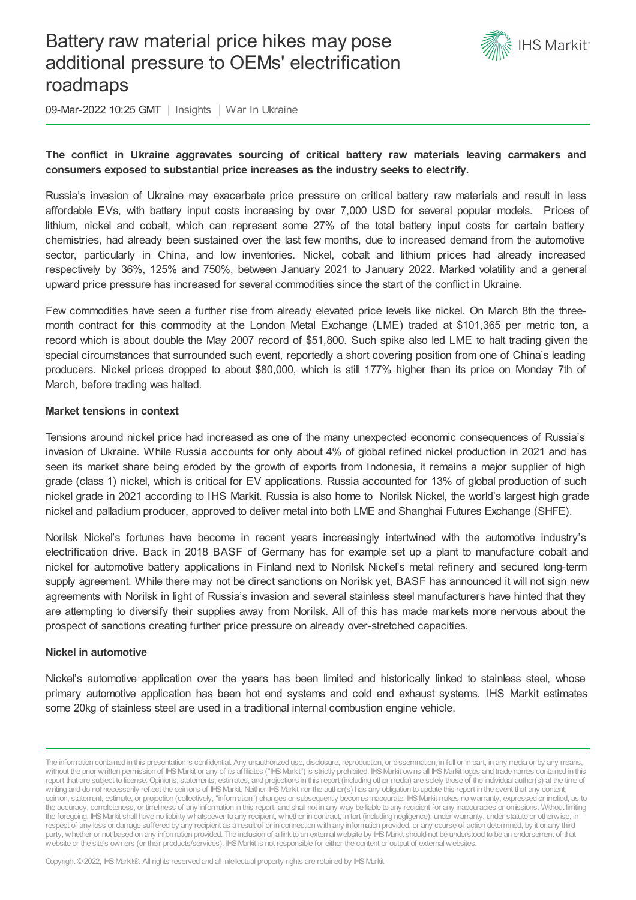# Battery raw material price hikes may pose additional pressure to OEMs' electrification roadmaps

09-Mar-2022 10:25 GMT | Insights | War In Ukraine

**The conflict in Ukraine aggravates sourcing of critical battery raw materials leaving carmakers and consumers exposed to substantial price increases as the industry seeks to electrify.**

Russia's invasion of Ukraine may exacerbate price pressure on critical battery raw materials and result in less affordable EVs, with battery input costs increasing by over 7,000 USD for several popular models. Prices of lithium, nickel and cobalt, which can represent some 27% of the total battery input costs for certain battery chemistries, had already been sustained over the last few months, due to increased demand from the automotive sector, particularly in China, and low inventories. Nickel, cobalt and lithium prices had already increased respectively by 36%, 125% and 750%, between January 2021 to January 2022. Marked volatility and a general upward price pressure has increased for several commodities since the start of the conflict in Ukraine.

Few commodities have seen a further rise from already elevated price levels like nickel. On March 8th the three-month contract for this commodity at the London Metal Exchange (LME) traded at $101,365 per metric ton, a record which is about double the May 2007 record of $51,800. Such spike also led LME to halt trading given the special circumstances that surrounded such event, reportedly a short covering position from one of China's leading producers. Nickel prices dropped to about $80,000, which is still 177% higher than its price on Monday 7th of March, before trading was halted.

### Market tensions in context

Tensions around nickel price had increased as one of the many unexpected economic consequences of Russia's invasion of Ukraine. While Russia accounts for only about 4% of global refined nickel production in 2021 and has seen its market share being eroded by the growth of exports from Indonesia, it remains a major supplier of high grade (class 1) nickel, which is critical for EV applications. Russia accounted for 13% of global production of such nickel grade in 2021 according to IHS Markit. Russia is also home to Norilsk Nickel, the world's largest high grade nickel and palladium producer, approved to deliver metal into both LME and Shanghai Futures Exchange (SHFE).

Norilsk Nickel's fortunes have become in recent years increasingly intertwined with the automotive industry's electrification drive. Back in 2018 BASF of Germany has for example set up a plant to manufacture cobalt and nickel for automotive battery applications in Finland next to Norilsk Nickel's metal refinery and secured long-term supply agreement. While there may not be direct sanctions on Norilsk yet, BASF has announced it will not sign new agreements with Norilsk in light of Russia's invasion and several stainless steel manufacturers have hinted that they are attempting to diversify their supplies away from Norilsk. All of this has made markets more nervous about the prospect of sanctions creating further price pressure on already over-stretched capacities.

### Nickel in automotive

Nickel's automotive application over the years has been limited and historically linked to stainless steel, whose primary automotive application has been hot end systems and cold end exhaust systems. IHS Markit estimates some 20kg of stainless steel are used in a traditional internal combustion engine vehicle.

The information contained in this presentation is confidential. Any unauthorized use, disclosure, reproduction, or dissemination, in full or in part, in any media or by any means, without the prior written permission of IHS Markit or any of its affiliates ("IHS Markit") is strictly prohibited. IHS Markit owns all IHS Markit logos and trade names contained in this report that are subject to license. Opinions, statements, estimates, and projections in this report (including other media) are solely those of the individual author(s) at the time of writing and do not necessarily reflect the opinions of IHS Markit. Neither IHS Markit nor the author(s) has any obligation to update this report in the event that any content, opinion, statement, estimate, or projection (collectively, "information") changes or subsequently becomes inaccurate. IHS Markit makes no warranty, expressed or implied, as to the accuracy, completeness, or timeliness of any information in this report, and shall not in any way be liable to any recipient for any inaccuracies or omissions. Without limiting the foregoing, IHS Markit shall have no liability whatsoever to any recipient, whether in contract, in tort (including negligence), under warranty, under statute or otherwise, in respect of any loss or damage suffered by any recipient as a result of or in connection with any information provided, or any course of action determined, by it or any third party, whether or not based on any information provided. The inclusion of a link to an external website by IHS Markit should not be understood to be an endorsement of that website or the site's owners (or their products/services). IHS Markit is not responsible for either the content or output of external websites.

Copyright © 2022, IHS Markit®. All rights reserved and all intellectual property rights are retained by IHS Markit.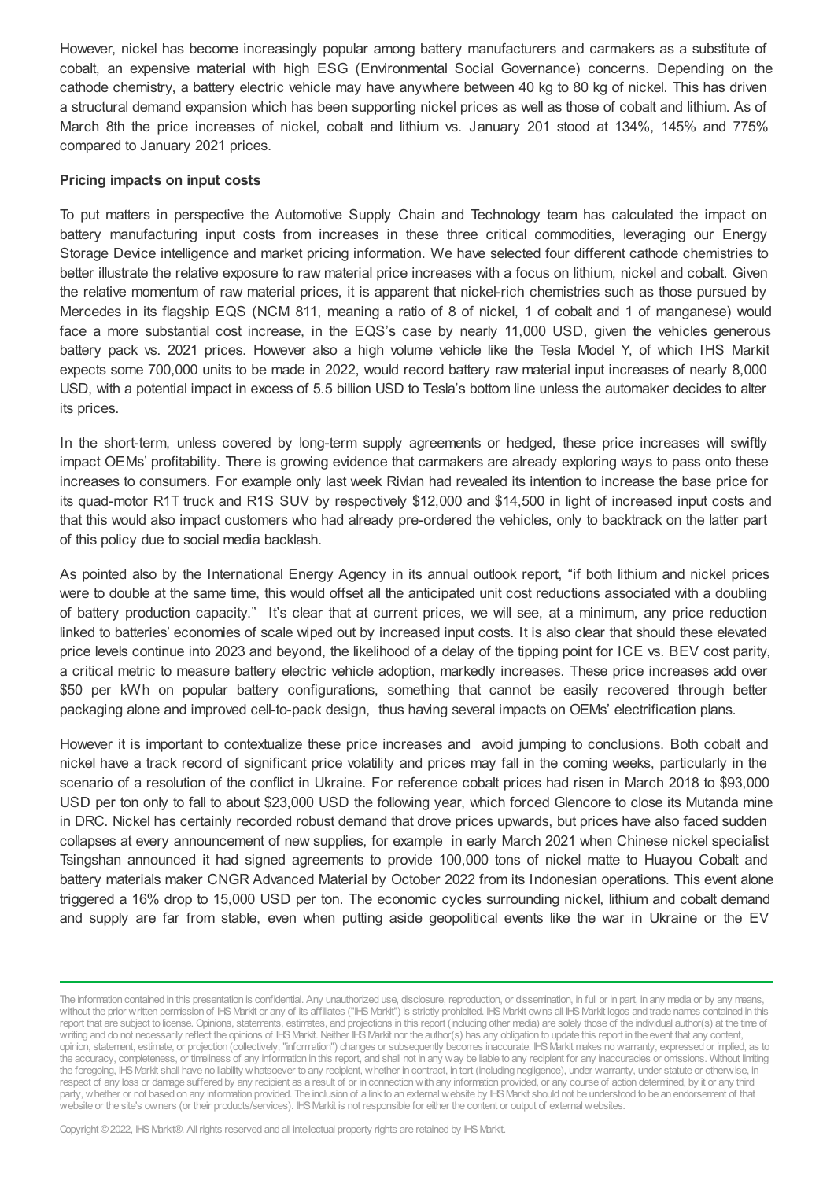However, nickel has become increasingly popular among battery manufacturers and carmakers as a substitute of cobalt, an expensive material with high ESG (Environmental Social Governance) concerns. Depending on the cathode chemistry, a battery electric vehicle may have anywhere between 40 kg to 80 kg of nickel. This has driven a structural demand expansion which has been supporting nickel prices as well as those of cobalt and lithium. As of March 8th the price increases of nickel, cobalt and lithium vs. January 201 stood at 134%, 145% and 775% compared to January 2021 prices.

**Pricing impacts on input costs**

To put matters in perspective the Automotive Supply Chain and Technology team has calculated the impact on battery manufacturing input costs from increases in these three critical commodities, leveraging our Energy Storage Device intelligence and market pricing information. We have selected four different cathode chemistries to better illustrate the relative exposure to raw material price increases with a focus on lithium, nickel and cobalt. Given the relative momentum of raw material prices, it is apparent that nickel-rich chemistries such as those pursued by Mercedes in its flagship EQS (NCM 811, meaning a ratio of 8 of nickel, 1 of cobalt and 1 of manganese) would face a more substantial cost increase, in the EQS's case by nearly 11,000 USD, given the vehicles generous battery pack vs. 2021 prices. However also a high volume vehicle like the Tesla Model Y, of which IHS Markit expects some 700,000 units to be made in 2022, would record battery raw material input increases of nearly 8,000 USD, with a potential impact in excess of 5.5 billion USD to Tesla's bottom line unless the automaker decides to alter its prices.

In the short-term, unless covered by long-term supply agreements or hedged, these price increases will swiftly impact OEMs' profitability. There is growing evidence that carmakers are already exploring ways to pass onto these increases to consumers. For example only last week Rivian had revealed its intention to increase the base price for its quad-motor R1T truck and R1S SUV by respectively $12,000 and $14,500 in light of increased input costs and that this would also impact customers who had already pre-ordered the vehicles, only to backtrack on the latter part of this policy due to social media backlash.

As pointed also by the International Energy Agency in its annual outlook report, "if both lithium and nickel prices were to double at the same time, this would offset all the anticipated unit cost reductions associated with a doubling of battery production capacity." It's clear that at current prices, we will see, at a minimum, any price reduction linked to batteries' economies of scale wiped out by increased input costs. It is also clear that should these elevated price levels continue into 2023 and beyond, the likelihood of a delay of the tipping point for ICE vs. BEV cost parity, a critical metric to measure battery electric vehicle adoption, markedly increases. These price increases add over $50 per kWh on popular battery configurations, something that cannot be easily recovered through better packaging alone and improved cell-to-pack design, thus having several impacts on OEMs' electrification plans.

However it is important to contextualize these price increases and avoid jumping to conclusions. Both cobalt and nickel have a track record of significant price volatility and prices may fall in the coming weeks, particularly in the scenario of a resolution of the conflict in Ukraine. For reference cobalt prices had risen in March 2018 to $93,000 USD per ton only to fall to about $23,000 USD the following year, which forced Glencore to close its Mutanda mine in DRC. Nickel has certainly recorded robust demand that drove prices upwards, but prices have also faced sudden collapses at every announcement of new supplies, for example in early March 2021 when Chinese nickel specialist Tsingshan announced it had signed agreements to provide 100,000 tons of nickel matte to Huayou Cobalt and battery materials maker CNGR Advanced Material by October 2022 from its Indonesian operations. This event alone triggered a 16% drop to 15,000 USD per ton. The economic cycles surrounding nickel, lithium and cobalt demand and supply are far from stable, even when putting aside geopolitical events like the war in Ukraine or the EV

The information contained in this presentation is confidential. Any unauthorized use, disclosure, reproduction, or dissemination, in full or in part, in any media or by any means, without the prior written permission of IHS Markit or any of its affiliates ("IHS Markit") is strictly prohibited. IHS Markit owns all IHS Markit logos and trade names contained in this report that are subject to license. Opinions, statements, estimates, and projections in this report (including other media) are solely those of the individual author(s) at the time of writing and do not necessarily reflect the opinions of IHS Markit. Neither IHS Markit nor the author(s) has any obligation to update this report in the event that any content, opinion, statement, estimate, or projection (collectively, "information") changes or subsequently becomes inaccurate. IHS Markit makes no warranty, expressed or implied, as to the accuracy, completeness, or timeliness of any information in this report, and shall not in any way be liable to any recipient for any inaccuracies or omissions. Without limiting the foregoing, IHS Markit shall have no liability whatsoever to any recipient, whether in contract, in tort (including negligence), under warranty, under statute or otherwise, in respect of any loss or damage suffered by any recipient as a result of or in connection with any information provided, or any course of action determined, by it or any third party, whether or not based on any information provided. The inclusion of a link to an external website by IHS Markit should not be understood to be an endorsement of that website or the site's owners (or their products/services). IHS Markit is not responsible for either the content or output of external websites.

Copyright © 2022, IHS Markit®. All rights reserved and all intellectual property rights are retained by IHS Markit.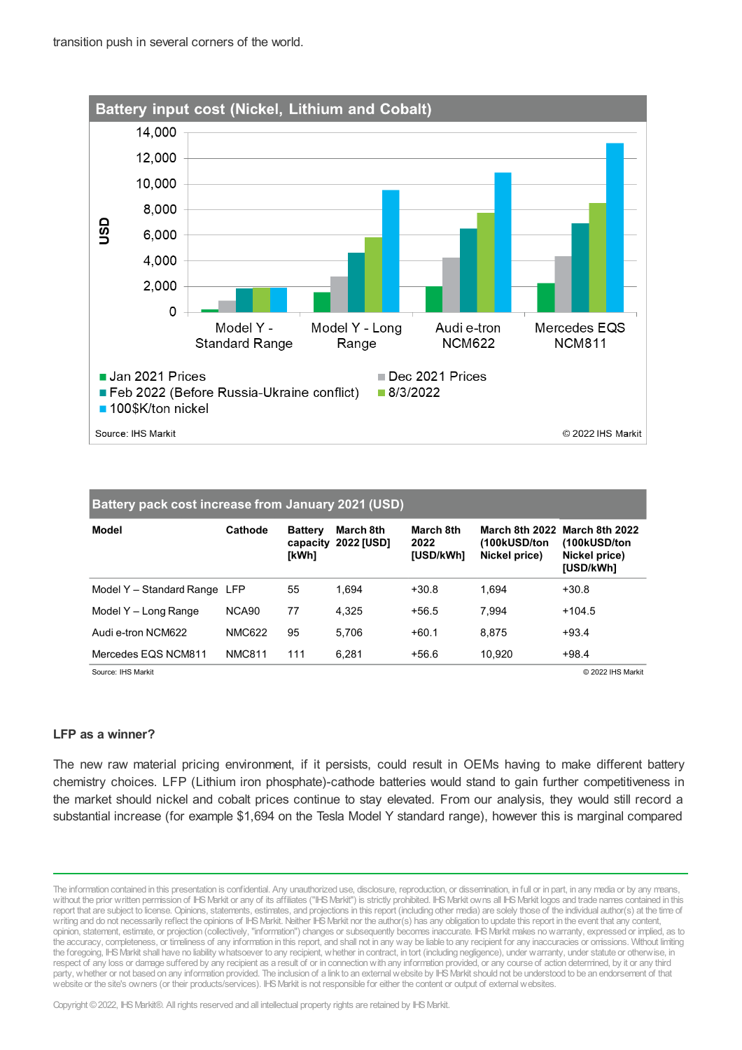transition push in several corners of the world.

**Battery input cost (Nickel, Lithium and Cobalt)**

USD

14,000
12,000
10,000
8,000
6,000
4,000
2,000
0

Model Y - Standard Range | Model Y - Long Range | Audi e-tron NCM622 | Mercedes EQS NCM811

■ Jan 2021 Prices ■ Dec 2021 Prices
■ Feb 2022 (Before Russia-Ukraine conflict) ■ 8/3/2022
■ 100$K/ton nickel

Source: IHS Markit © 2022 IHS Markit

**Battery pack cost increase from January 2021 (USD)**

| Model | Cathode | Battery capacity [kWh] | March 8th 2022 [USD] | March 8th 2022 [USD/kWh] | March 8th 2022 (100kUSD/ton Nickel price) | March 8th 2022 (100kUSD/ton Nickel price) [USD/kWh] |
|---|---|---|---|---|---|---|
| Model Y – Standard Range | LFP | 55 | 1,694 | +30.8 | 1,694 | +30.8 |
| Model Y – Long Range | NCA90 | 77 | 4,325 | +56.5 | 7,994 | +104.5 |
| Audi e-tron NCM622 | NMC622 | 95 | 5,706 | +60.1 | 8,875 | +93.4 |
| Mercedes EQS NCM811 | NMC811 | 111 | 6,281 | +56.6 | 10,920 | +98.4 |

Source: IHS Markit © 2022 IHS Markit

**LFP as a winner?**

The new raw material pricing environment, if it persists, could result in OEMs having to make different battery chemistry choices. LFP (Lithium iron phosphate)-cathode batteries would stand to gain further competitiveness in the market should nickel and cobalt prices continue to stay elevated. From our analysis, they would still record a substantial increase (for example $1,694 on the Tesla Model Y standard range), however this is marginal compared

The information contained in this presentation is confidential. Any unauthorized use, disclosure, reproduction, or dissemination, in full or in part, in any media or by any means, without the prior written permission of IHS Markit or any of its affiliates ("IHS Markit") is strictly prohibited. IHS Markit owns all IHS Markit logos and trade names contained in this report that are subject to license. Opinions, statements, estimates, and projections in this report (including other media) are solely those of the individual author(s) at the time of writing and do not necessarily reflect the opinions of IHS Markit. Neither IHS Markit nor the author(s) has any obligation to update this report in the event that any content, opinion, statement, estimate, or projection (collectively, "information") changes or subsequently becomes inaccurate. IHS Markit makes no warranty, expressed or implied, as to the accuracy, completeness, or timeliness of any information in this report, and shall not in any way be liable to any recipient for any inaccuracies or omissions. Without limiting the foregoing, IHS Markit shall have no liability whatsoever to any recipient, whether in contract, in tort (including negligence), under warranty, under statute or otherwise, in respect of any loss or damage suffered by any recipient as a result of or in connection with any information provided, or any course of action determined, by it or any third party, whether or not based on any information provided. The inclusion of a link to an external website by IHS Markit should not be understood to be an endorsement of that website or the site's owners (or their products/services). IHS Markit is not responsible for either the content or output of external websites.

Copyright © 2022, IHS Markit®. All rights reserved and all intellectual property rights are retained by IHS Markit.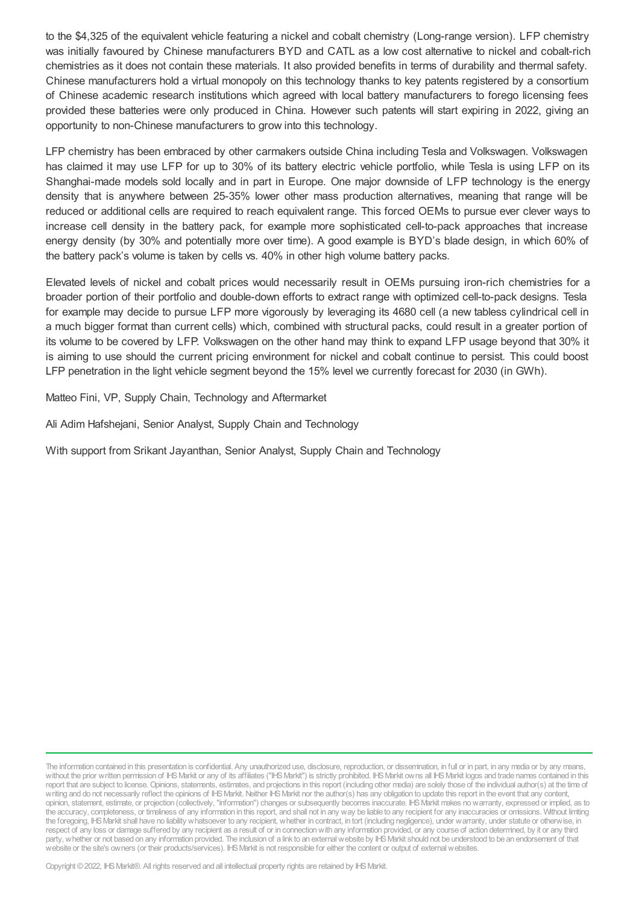to the $4,325 of the equivalent vehicle featuring a nickel and cobalt chemistry (Long-range version). LFP chemistry was initially favoured by Chinese manufacturers BYD and CATL as a low cost alternative to nickel and cobalt-rich chemistries as it does not contain these materials. It also provided benefits in terms of durability and thermal safety. Chinese manufacturers hold a virtual monopoly on this technology thanks to key patents registered by a consortium of Chinese academic research institutions which agreed with local battery manufacturers to forego licensing fees provided these batteries were only produced in China. However such patents will start expiring in 2022, giving an opportunity to non-Chinese manufacturers to grow into this technology.

LFP chemistry has been embraced by other carmakers outside China including Tesla and Volkswagen. Volkswagen has claimed it may use LFP for up to 30% of its battery electric vehicle portfolio, while Tesla is using LFP on its Shanghai-made models sold locally and in part in Europe. One major downside of LFP technology is the energy density that is anywhere between 25-35% lower other mass production alternatives, meaning that range will be reduced or additional cells are required to reach equivalent range. This forced OEMs to pursue ever clever ways to increase cell density in the battery pack, for example more sophisticated cell-to-pack approaches that increase energy density (by 30% and potentially more over time). A good example is BYD's blade design, in which 60% of the battery pack's volume is taken by cells vs. 40% in other high volume battery packs.

Elevated levels of nickel and cobalt prices would necessarily result in OEMs pursuing iron-rich chemistries for a broader portion of their portfolio and double-down efforts to extract range with optimized cell-to-pack designs. Tesla for example may decide to pursue LFP more vigorously by leveraging its 4680 cell (a new tabless cylindrical cell in a much bigger format than current cells) which, combined with structural packs, could result in a greater portion of its volume to be covered by LFP. Volkswagen on the other hand may think to expand LFP usage beyond that 30% it is aiming to use should the current pricing environment for nickel and cobalt continue to persist. This could boost LFP penetration in the light vehicle segment beyond the 15% level we currently forecast for 2030 (in GWh).

Matteo Fini, VP, Supply Chain, Technology and Aftermarket

Ali Adim Hafshejani, Senior Analyst, Supply Chain and Technology

With support from Srikant Jayanthan, Senior Analyst, Supply Chain and Technology

---

The information contained in this presentation is confidential. Any unauthorized use, disclosure, reproduction, or dissemination, in full or in part, in any media or by any means, without the prior written permission of IHS Markit or any of its affiliates ("IHS Markit") is strictly prohibited. IHS Markit owns all IHS Markit logos and trade names contained in this report that are subject to license. Opinions, statements, estimates, and projections in this report (including other media) are solely those of the individual author(s) at the time of writing and do not necessarily reflect the opinions of IHS Markit. Neither IHS Markit nor the author(s) has any obligation to update this report in the event that any content, opinion, statement, estimate, or projection (collectively, "information") changes or subsequently becomes inaccurate. IHS Markit makes no warranty, expressed or implied, as to the accuracy, completeness, or timeliness of any information in this report, and shall not in any way be liable to any recipient for any inaccuracies or omissions. Without limiting the foregoing, IHS Markit shall have no liability whatsoever to any recipient, whether in contract, in tort (including negligence), under warranty, under statute or otherwise, in respect of any loss or damage suffered by any recipient as a result of or in connection with any information provided, or any course of action determined, by it or any third party, whether or not based on any information provided. The inclusion of a link to an external website by IHS Markit should not be understood to be an endorsement of that website or the site's owners (or their products/services). IHS Markit is not responsible for either the content or output of external websites.

Copyright © 2022, IHS Markit®. All rights reserved and all intellectual property rights are retained by IHS Markit.